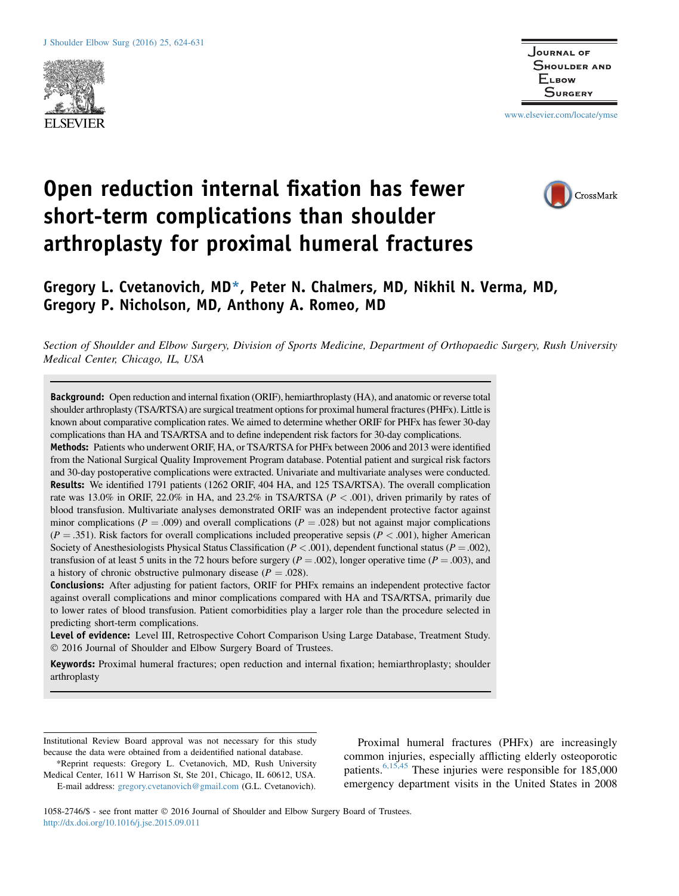# Open reduction internal fixation has fewer short-term complications than shoulder arthroplasty for proximal humeral fractures

**Gregory L. Cvetanovich, MD*, Peter N. Chalmers, MD, Nikhil N. Verma, MD, Gregory P. Nicholson, MD, Anthony A. Romeo, MD**

*Section of Shoulder and Elbow Surgery, Division of Sports Medicine, Department of Orthopaedic Surgery, Rush University Medical Center, Chicago, IL, USA*

**Background:** Open reduction and internal fixation (ORIF), hemiarthroplasty (HA), and anatomic or reverse total shoulder arthroplasty (TSA/RTSA) are surgical treatment options for proximal humeral fractures (PHFx). Little is known about comparative complication rates. We aimed to determine whether ORIF for PHFx has fewer 30-day complications than HA and TSA/RTSA and to define independent risk factors for 30-day complications.

**Methods:** Patients who underwent ORIF, HA, or TSA/RTSA for PHFx between 2006 and 2013 were identified from the National Surgical Quality Improvement Program database. Potential patient and surgical risk factors and 30-day postoperative complications were extracted. Univariate and multivariate analyses were conducted.

**Results:** We identified 1791 patients (1262 ORIF, 404 HA, and 125 TSA/RTSA). The overall complication rate was 13.0% in ORIF, 22.0% in HA, and 23.2% in TSA/RTSA ($P < .001$), driven primarily by rates of blood transfusion. Multivariate analyses demonstrated ORIF was an independent protective factor against minor complications ($P = .009$) and overall complications ($P = .028$) but not against major complications ($P = .351$). Risk factors for overall complications included preoperative sepsis ($P < .001$), higher American Society of Anesthesiologists Physical Status Classification ($P < .001$), dependent functional status ($P = .002$), transfusion of at least 5 units in the 72 hours before surgery ($P = .002$), longer operative time ($P = .003$), and a history of chronic obstructive pulmonary disease ($P = .028$).

**Conclusions:** After adjusting for patient factors, ORIF for PHFx remains an independent protective factor against overall complications and minor complications compared with HA and TSA/RTSA, primarily due to lower rates of blood transfusion. Patient comorbidities play a larger role than the procedure selected in predicting short-term complications.

**Level of evidence:** Level III, Retrospective Cohort Comparison Using Large Database, Treatment Study.
© 2016 Journal of Shoulder and Elbow Surgery Board of Trustees.

**Keywords:** Proximal humeral fractures; open reduction and internal fixation; hemiarthroplasty; shoulder arthroplasty

Proximal humeral fractures (PHFx) are increasingly common injuries, especially afflicting elderly osteoporotic patients.[6,15,45] These injuries were responsible for 185,000 emergency department visits in the United States in 2008

---

Institutional Review Board approval was not necessary for this study because the data were obtained from a deidentified national database.

*Reprint requests: Gregory L. Cvetanovich, MD, Rush University Medical Center, 1611 W Harrison St, Ste 201, Chicago, IL 60612, USA.

E-mail address: gregory.cvetanovich@gmail.com (G.L. Cvetanovich).

1058-2746/$ - see front matter © 2016 Journal of Shoulder and Elbow Surgery Board of Trustees.
http://dx.doi.org/10.1016/j.jse.2015.09.011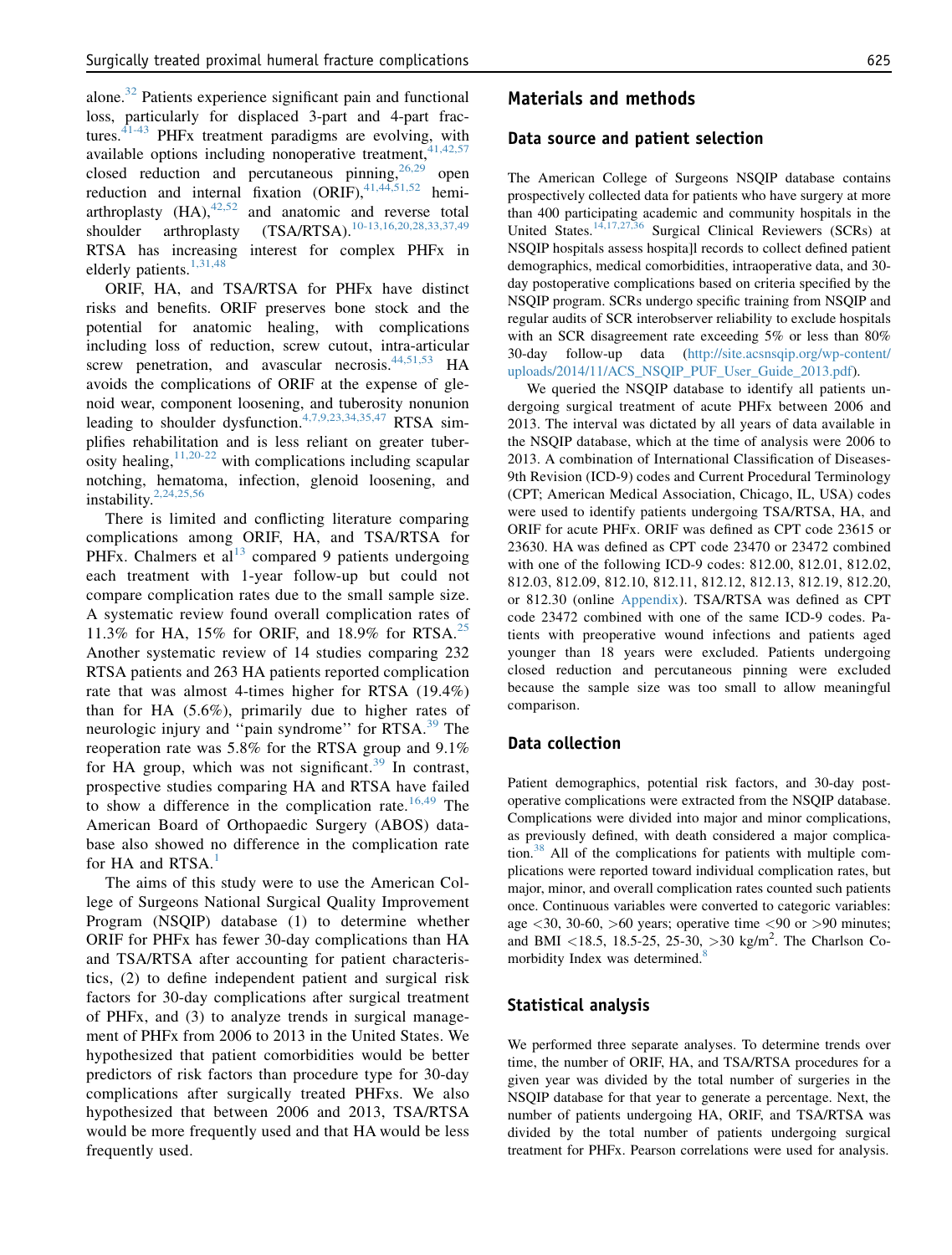alone.[32] Patients experience significant pain and functional loss, particularly for displaced 3-part and 4-part fractures.[41-43] PHFx treatment paradigms are evolving, with available options including nonoperative treatment,[41,42,57] closed reduction and percutaneous pinning,[26,29] open reduction and internal fixation (ORIF),[41,44,51,52] hemiarthroplasty (HA),[42,52] and anatomic and reverse total shoulder arthroplasty (TSA/RTSA).[10-13,16,20,28,33,37,49] RTSA has increasing interest for complex PHFx in elderly patients.[1,31,48]

ORIF, HA, and TSA/RTSA for PHFx have distinct risks and benefits. ORIF preserves bone stock and the potential for anatomic healing, with complications including loss of reduction, screw cutout, intra-articular screw penetration, and avascular necrosis.[44,51,53] HA avoids the complications of ORIF at the expense of glenoid wear, component loosening, and tuberosity nonunion leading to shoulder dysfunction.[4,7,9,23,34,35,47] RTSA simplifies rehabilitation and is less reliant on greater tuberosity healing,[11,20-22] with complications including scapular notching, hematoma, infection, glenoid loosening, and instability.[2,24,25,56]

There is limited and conflicting literature comparing complications among ORIF, HA, and TSA/RTSA for PHFx. Chalmers et al[13] compared 9 patients undergoing each treatment with 1-year follow-up but could not compare complication rates due to the small sample size. A systematic review found overall complication rates of 11.3% for HA, 15% for ORIF, and 18.9% for RTSA.[25] Another systematic review of 14 studies comparing 232 RTSA patients and 263 HA patients reported complication rate that was almost 4-times higher for RTSA (19.4%) than for HA (5.6%), primarily due to higher rates of neurologic injury and ''pain syndrome'' for RTSA.[39] The reoperation rate was 5.8% for the RTSA group and 9.1% for HA group, which was not significant.[39] In contrast, prospective studies comparing HA and RTSA have failed to show a difference in the complication rate.[16,49] The American Board of Orthopaedic Surgery (ABOS) database also showed no difference in the complication rate for HA and RTSA.[1]

The aims of this study were to use the American College of Surgeons National Surgical Quality Improvement Program (NSQIP) database (1) to determine whether ORIF for PHFx has fewer 30-day complications than HA and TSA/RTSA after accounting for patient characteristics, (2) to define independent patient and surgical risk factors for 30-day complications after surgical treatment of PHFxs, and (3) to analyze trends in surgical management of PHFx from 2006 to 2013 in the United States. We hypothesized that patient comorbidities would be better predictors of risk factors than procedure type for 30-day complications after surgically treated PHFxs. We also hypothesized that between 2006 and 2013, TSA/RTSA would be more frequently used and that HA would be less frequently used.

## Materials and methods

### Data source and patient selection

The American College of Surgeons NSQIP database contains prospectively collected data for patients who have surgery at more than 400 participating academic and community hospitals in the United States.[14,17,27,36] Surgical Clinical Reviewers (SCRs) at NSQIP hospitals assess hospita]l records to collect defined patient demographics, medical comorbidities, intraoperative data, and 30-day postoperative complications based on criteria specified by the NSQIP program. SCRs undergo specific training from NSQIP and regular audits of SCR interobserver reliability to exclude hospitals with an SCR disagreement rate exceeding 5% or less than 80% 30-day follow-up data (http://site.acsnsqip.org/wp-content/uploads/2014/11/ACS_NSQIP_PUF_User_Guide_2013.pdf).

We queried the NSQIP database to identify all patients undergoing surgical treatment of acute PHFx between 2006 and 2013. The interval was dictated by all years of data available in the NSQIP database, which at the time of analysis were 2006 to 2013. A combination of International Classification of Diseases-9th Revision (ICD-9) codes and Current Procedural Terminology (CPT; American Medical Association, Chicago, IL, USA) codes were used to identify patients undergoing TSA/RTSA, HA, and ORIF for acute PHFx. ORIF was defined as CPT code 23615 or 23630. HA was defined as CPT code 23470 or 23472 combined with one of the following ICD-9 codes: 812.00, 812.01, 812.02, 812.03, 812.09, 812.10, 812.11, 812.12, 812.13, 812.19, 812.20, or 812.30 (online Appendix). TSA/RTSA was defined as CPT code 23472 combined with one of the same ICD-9 codes. Patients with preoperative wound infections and patients aged younger than 18 years were excluded. Patients undergoing closed reduction and percutaneous pinning were excluded because the sample size was too small to allow meaningful comparison.

### Data collection

Patient demographics, potential risk factors, and 30-day postoperative complications were extracted from the NSQIP database. Complications were divided into major and minor complications, as previously defined, with death considered a major complication.[38] All of the complications for patients with multiple complications were reported toward individual complication rates, but major, minor, and overall complication rates counted such patients once. Continuous variables were converted to categoric variables: age <30, 30-60, >60 years; operative time <90 or >90 minutes; and BMI <18.5, 18.5-25, 25-30, >30 kg/m$^2$. The Charlson Comorbidity Index was determined.[8]

### Statistical analysis

We performed three separate analyses. To determine trends over time, the number of ORIF, HA, and TSA/RTSA procedures for a given year was divided by the total number of surgeries in the NSQIP database for that year to generate a percentage. Next, the number of patients undergoing HA, ORIF, and TSA/RTSA was divided by the total number of patients undergoing surgical treatment for PHFx. Pearson correlations were used for analysis.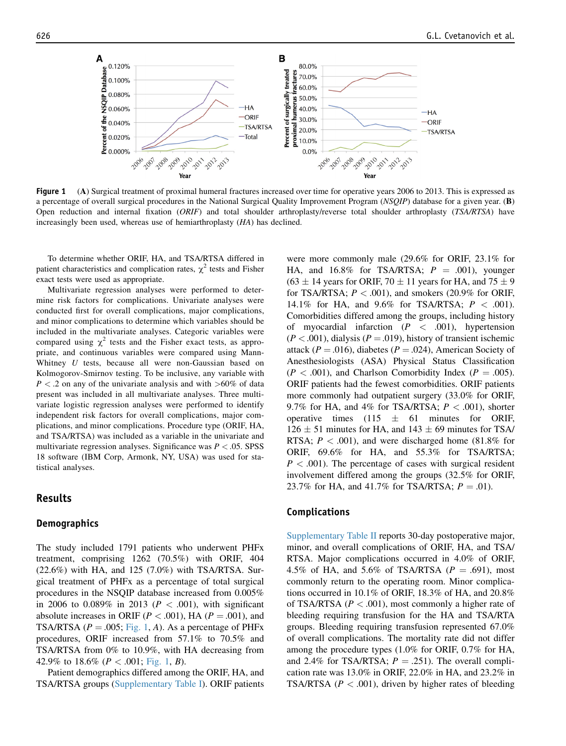**Figure 1** (**A**) Surgical treatment of proximal humeral fractures increased over time for operative years 2006 to 2013. This is expressed as a percentage of overall surgical procedures in the National Surgical Quality Improvement Program (*NSQIP*) database for a given year. (**B**) Open reduction and internal fixation (*ORIF*) and total shoulder arthroplasty/reverse total shoulder arthroplasty (*TSA/RTSA*) have increasingly been used, whereas use of hemiarthroplasty (*HA*) has declined.

To determine whether ORIF, HA, and TSA/RTSA differed in patient characteristics and complication rates, $\chi^2$ tests and Fisher exact tests were used as appropriate.

Multivariate regression analyses were performed to determine risk factors for complications. Univariate analyses were conducted first for overall complications, major complications, and minor complications to determine which variables should be included in the multivariate analyses. Categoric variables were compared using $\chi^2$ tests and the Fisher exact tests, as appropriate, and continuous variables were compared using Mann-Whitney *U* tests, because all were non-Gaussian based on Kolmogorov-Smirnov testing. To be inclusive, any variable with $P < .2$ on any of the univariate analysis and with >60% of data present was included in all multivariate analyses. Three multivariate logistic regression analyses were performed to identify independent risk factors for overall complications, major complications, and minor complications. Procedure type (ORIF, HA, and TSA/RTSA) was included as a variable in the univariate and multivariate regression analyses. Significance was $P < .05$. SPSS 18 software (IBM Corp, Armonk, NY, USA) was used for statistical analyses.

## Results

### Demographics

The study included 1791 patients who underwent PHFx treatment, comprising 1262 (70.5%) with ORIF, 404 (22.6%) with HA, and 125 (7.0%) with TSA/RTSA. Surgical treatment of PHFx as a percentage of total surgical procedures in the NSQIP database increased from 0.005% in 2006 to 0.089% in 2013 ($P < .001$), with significant absolute increases in ORIF ($P < .001$), HA ($P = .001$), and TSA/RTSA ($P = .005$; Fig. 1, *A*). As a percentage of PHFx procedures, ORIF increased from 57.1% to 70.5% and TSA/RTSA from 0% to 10.9%, with HA decreasing from 42.9% to 18.6% ($P < .001$; Fig. 1, *B*).

Patient demographics differed among the ORIF, HA, and TSA/RTSA groups (Supplementary Table I). ORIF patients were more commonly male (29.6% for ORIF, 23.1% for HA, and 16.8% for TSA/RTSA; $P = .001$), younger (63 ± 14 years for ORIF, 70 ± 11 years for HA, and 75 ± 9 for TSA/RTSA; $P < .001$), and smokers (20.9% for ORIF, 14.1% for HA, and 9.6% for TSA/RTSA; $P < .001$). Comorbidities differed among the groups, including history of myocardial infarction ($P < .001$), hypertension ($P < .001$), dialysis ($P = .019$), history of transient ischemic attack ($P = .016$), diabetes ($P = .024$), American Society of Anesthesiologists (ASA) Physical Status Classification ($P < .001$), and Charlson Comorbidity Index ($P = .005$). ORIF patients had the fewest comorbidities. ORIF patients more commonly had outpatient surgery (33.0% for ORIF, 9.7% for HA, and 4% for TSA/RTSA; $P < .001$), shorter operative times (115 ± 61 minutes for ORIF, 126 ± 51 minutes for HA, and 143 ± 69 minutes for TSA/RTSA; $P < .001$), and were discharged home (81.8% for ORIF, 69.6% for HA, and 55.3% for TSA/RTSA; $P < .001$). The percentage of cases with surgical resident involvement differed among the groups (32.5% for ORIF, 23.7% for HA, and 41.7% for TSA/RTSA; $P = .01$).

### Complications

Supplementary Table II reports 30-day postoperative major, minor, and overall complications of ORIF, HA, and TSA/RTSA. Major complications occurred in 4.0% of ORIF, 4.5% of HA, and 5.6% of TSA/RTSA ($P = .691$), most commonly return to the operating room. Minor complications occurred in 10.1% of ORIF, 18.3% of HA, and 20.8% of TSA/RTSA ($P < .001$), most commonly a higher rate of bleeding requiring transfusion for the HA and TSA/RTA groups. Bleeding requiring transfusion represented 67.0% of overall complications. The mortality rate did not differ among the procedure types (1.0% for ORIF, 0.7% for HA, and 2.4% for TSA/RTSA; $P = .251$). The overall complication rate was 13.0% in ORIF, 22.0% in HA, and 23.2% in TSA/RTSA ($P < .001$), driven by higher rates of bleeding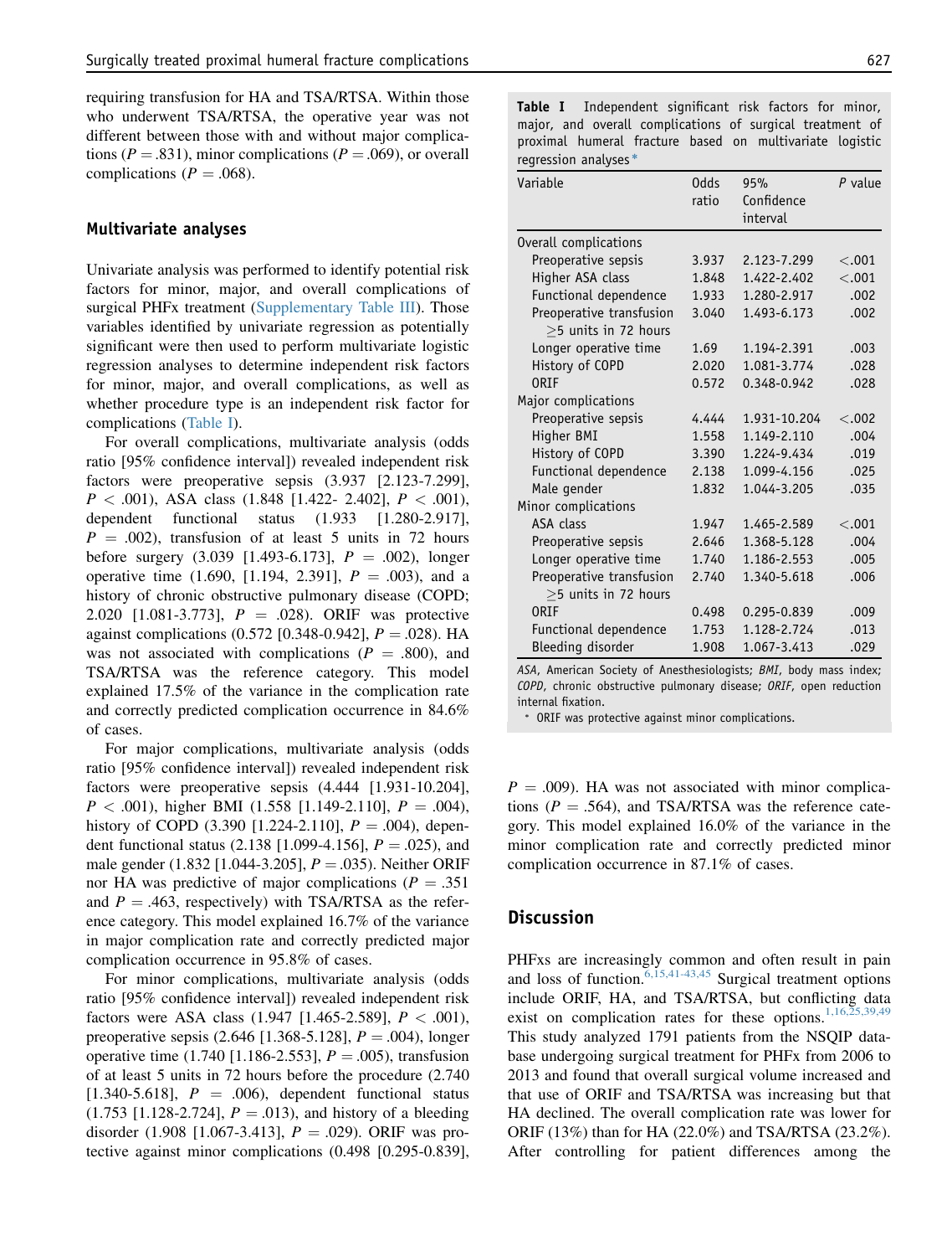requiring transfusion for HA and TSA/RTSA. Within those who underwent TSA/RTSA, the operative year was not different between those with and without major complications ($P = .831$), minor complications ($P = .069$), or overall complications ($P = .068$).

## Multivariate analyses

Univariate analysis was performed to identify potential risk factors for minor, major, and overall complications of surgical PHFx treatment (Supplementary Table III). Those variables identified by univariate regression as potentially significant were then used to perform multivariate logistic regression analyses to determine independent risk factors for minor, major, and overall complications, as well as whether procedure type is an independent risk factor for complications (Table I).

For overall complications, multivariate analysis (odds ratio [95% confidence interval]) revealed independent risk factors were preoperative sepsis (3.937 [2.123-7.299], $P < .001$), ASA class (1.848 [1.422- 2.402], $P < .001$), dependent functional status (1.933 [1.280-2.917], $P = .002$), transfusion of at least 5 units in 72 hours before surgery (3.039 [1.493-6.173], $P = .002$), longer operative time (1.690, [1.194, 2.391], $P = .003$), and a history of chronic obstructive pulmonary disease (COPD; 2.020 [1.081-3.773], $P = .028$). ORIF was protective against complications (0.572 [0.348-0.942], $P = .028$). HA was not associated with complications ($P = .800$), and TSA/RTSA was the reference category. This model explained 17.5% of the variance in the complication rate and correctly predicted complication occurrence in 84.6% of cases.

For major complications, multivariate analysis (odds ratio [95% confidence interval]) revealed independent risk factors were preoperative sepsis (4.444 [1.931-10.204], $P < .001$), higher BMI (1.558 [1.149-2.110], $P = .004$), history of COPD (3.390 [1.224-2.110], $P = .004$), dependent functional status (2.138 [1.099-4.156], $P = .025$), and male gender (1.832 [1.044-3.205], $P = .035$). Neither ORIF nor HA was predictive of major complications ($P = .351$ and $P = .463$, respectively) with TSA/RTSA as the reference category. This model explained 16.7% of the variance in major complication rate and correctly predicted major complication occurrence in 95.8% of cases.

For minor complications, multivariate analysis (odds ratio [95% confidence interval]) revealed independent risk factors were ASA class (1.947 [1.465-2.589], $P < .001$), preoperative sepsis (2.646 [1.368-5.128], $P = .004$), longer operative time (1.740 [1.186-2.553], $P = .005$), transfusion of at least 5 units in 72 hours before the procedure (2.740 [1.340-5.618], $P = .006$), dependent functional status (1.753 [1.128-2.724], $P = .013$), and history of a bleeding disorder (1.908 [1.067-3.413], $P = .029$). ORIF was protective against minor complications (0.498 [0.295-0.839], $P = .009$). HA was not associated with minor complications ($P = .564$), and TSA/RTSA was the reference category. This model explained 16.0% of the variance in the minor complication rate and correctly predicted minor complication occurrence in 87.1% of cases.

**Table I** Independent significant risk factors for minor, major, and overall complications of surgical treatment of proximal humeral fracture based on multivariate logistic regression analyses*

| Variable | Odds ratio | 95% Confidence interval | P value |
|---|---|---|---|
| Overall complications | | | |
| Preoperative sepsis | 3.937 | 2.123-7.299 | <.001 |
| Higher ASA class | 1.848 | 1.422-2.402 | <.001 |
| Functional dependence | 1.933 | 1.280-2.917 | .002 |
| Preoperative transfusion ≥5 units in 72 hours | 3.040 | 1.493-6.173 | .002 |
| Longer operative time | 1.69 | 1.194-2.391 | .003 |
| History of COPD | 2.020 | 1.081-3.774 | .028 |
| ORIF | 0.572 | 0.348-0.942 | .028 |
| Major complications | | | |
| Preoperative sepsis | 4.444 | 1.931-10.204 | <.002 |
| Higher BMI | 1.558 | 1.149-2.110 | .004 |
| History of COPD | 3.390 | 1.224-9.434 | .019 |
| Functional dependence | 2.138 | 1.099-4.156 | .025 |
| Male gender | 1.832 | 1.044-3.205 | .035 |
| Minor complications | | | |
| ASA class | 1.947 | 1.465-2.589 | <.001 |
| Preoperative sepsis | 2.646 | 1.368-5.128 | .004 |
| Longer operative time | 1.740 | 1.186-2.553 | .005 |
| Preoperative transfusion ≥5 units in 72 hours | 2.740 | 1.340-5.618 | .006 |
| ORIF | 0.498 | 0.295-0.839 | .009 |
| Functional dependence | 1.753 | 1.128-2.724 | .013 |
| Bleeding disorder | 1.908 | 1.067-3.413 | .029 |

*ASA*, American Society of Anesthesiologists; *BMI*, body mass index; *COPD*, chronic obstructive pulmonary disease; *ORIF*, open reduction internal fixation.

\* ORIF was protective against minor complications.

## Discussion

PHFxs are increasingly common and often result in pain and loss of function.[6,15,41-43,45] Surgical treatment options include ORIF, HA, and TSA/RTSA, but conflicting data exist on complication rates for these options.[1,16,25,39,49] This study analyzed 1791 patients from the NSQIP database undergoing surgical treatment for PHFxs from 2006 to 2013 and found that overall surgical volume increased and that use of ORIF and TSA/RTSA was increasing but that HA declined. The overall complication rate was lower for ORIF (13%) than for HA (22.0%) and TSA/RTSA (23.2%). After controlling for patient differences among the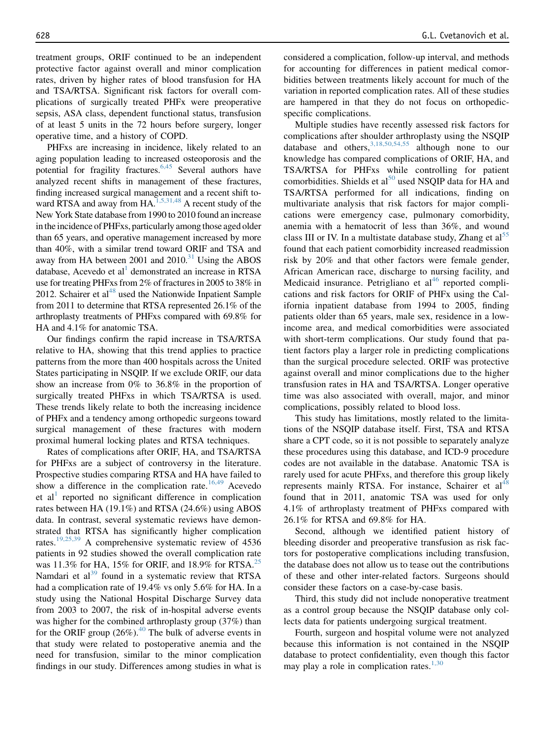treatment groups, ORIF continued to be an independent protective factor against overall and minor complication rates, driven by higher rates of blood transfusion for HA and TSA/RTSA. Significant risk factors for overall complications of surgically treated PHFx were preoperative sepsis, ASA class, dependent functional status, transfusion of at least 5 units in the 72 hours before surgery, longer operative time, and a history of COPD.

PHFxs are increasing in incidence, likely related to an aging population leading to increased osteoporosis and the potential for fragility fractures.[6,45] Several authors have analyzed recent shifts in management of these fractures, finding increased surgical management and a recent shift toward RTSA and away from HA.[1,5,31,48] A recent study of the New York State database from 1990 to 2010 found an increase in the incidence of PHFxs, particularly among those aged older than 65 years, and operative management increased by more than 40%, with a similar trend toward ORIF and TSA and away from HA between 2001 and 2010.[31] Using the ABOS database, Acevedo et al[1] demonstrated an increase in RTSA use for treating PHFxs from 2% of fractures in 2005 to 38% in 2012. Schairer et al[48] used the Nationwide Inpatient Sample from 2011 to determine that RTSA represented 26.1% of the arthroplasty treatments of PHFxs compared with 69.8% for HA and 4.1% for anatomic TSA.

Our findings confirm the rapid increase in TSA/RTSA relative to HA, showing that this trend applies to practice patterns from the more than 400 hospitals across the United States participating in NSQIP. If we exclude ORIF, our data show an increase from 0% to 36.8% in the proportion of surgically treated PHFxs in which TSA/RTSA is used. These trends likely relate to both the increasing incidence of PHFx and a tendency among orthopedic surgeons toward surgical management of these fractures with modern proximal humeral locking plates and RTSA techniques.

Rates of complications after ORIF, HA, and TSA/RTSA for PHFxs are a subject of controversy in the literature. Prospective studies comparing RTSA and HA have failed to show a difference in the complication rate.[16,49] Acevedo et al[1] reported no significant difference in complication rates between HA (19.1%) and RTSA (24.6%) using ABOS data. In contrast, several systematic reviews have demonstrated that RTSA has significantly higher complication rates.[19,25,39] A comprehensive systematic review of 4536 patients in 92 studies showed the overall complication rate was 11.3% for HA, 15% for ORIF, and 18.9% for RTSA.[25] Namdari et al[39] found in a systematic review that RTSA had a complication rate of 19.4% vs only 5.6% for HA. In a study using the National Hospital Discharge Survey data from 2003 to 2007, the risk of in-hospital adverse events was higher for the combined arthroplasty group (37%) than for the ORIF group (26%).[40] The bulk of adverse events in that study were related to postoperative anemia and the need for transfusion, similar to the minor complication findings in our study. Differences among studies in what is considered a complication, follow-up interval, and methods for accounting for differences in patient medical comorbidities between treatments likely account for much of the variation in reported complication rates. All of these studies are hampered in that they do not focus on orthopedic-specific complications.

Multiple studies have recently assessed risk factors for complications after shoulder arthroplasty using the NSQIP database and others,[3,18,50,54,55] although none to our knowledge has compared complications of ORIF, HA, and TSA/RTSA for PHFxs while controlling for patient comorbidities. Shields et al[50] used NSQIP data for HA and TSA/RTSA performed for all indications, finding on multivariate analysis that risk factors for major complications were emergency case, pulmonary comorbidity, anemia with a hematocrit of less than 36%, and wound class III or IV. In a multistate database study, Zhang et al[55] found that each patient comorbidity increased readmission risk by 20% and that other factors were female gender, African American race, discharge to nursing facility, and Medicaid insurance. Petrigliano et al[46] reported complications and risk factors for ORIF of PHFx using the California inpatient database from 1994 to 2005, finding patients older than 65 years, male sex, residence in a low-income area, and medical comorbidities were associated with short-term complications. Our study found that patient factors play a larger role in predicting complications than the surgical procedure selected. ORIF was protective against overall and minor complications due to the higher transfusion rates in HA and TSA/RTSA. Longer operative time was also associated with overall, major, and minor complications, possibly related to blood loss.

This study has limitations, mostly related to the limitations of the NSQIP database itself. First, TSA and RTSA share a CPT code, so it is not possible to separately analyze these procedures using this database, and ICD-9 procedure codes are not available in the database. Anatomic TSA is rarely used for acute PHFxs, and therefore this group likely represents mainly RTSA. For instance, Schairer et al[48] found that in 2011, anatomic TSA was used for only 4.1% of arthroplasty treatment of PHFxs compared with 26.1% for RTSA and 69.8% for HA.

Second, although we identified patient history of bleeding disorder and preoperative transfusion as risk factors for postoperative complications including transfusion, the database does not allow us to tease out the contributions of these and other inter-related factors. Surgeons should consider these factors on a case-by-case basis.

Third, this study did not include nonoperative treatment as a control group because the NSQIP database only collects data for patients undergoing surgical treatment.

Fourth, surgeon and hospital volume were not analyzed because this information is not contained in the NSQIP database to protect confidentiality, even though this factor may play a role in complication rates.[1,30]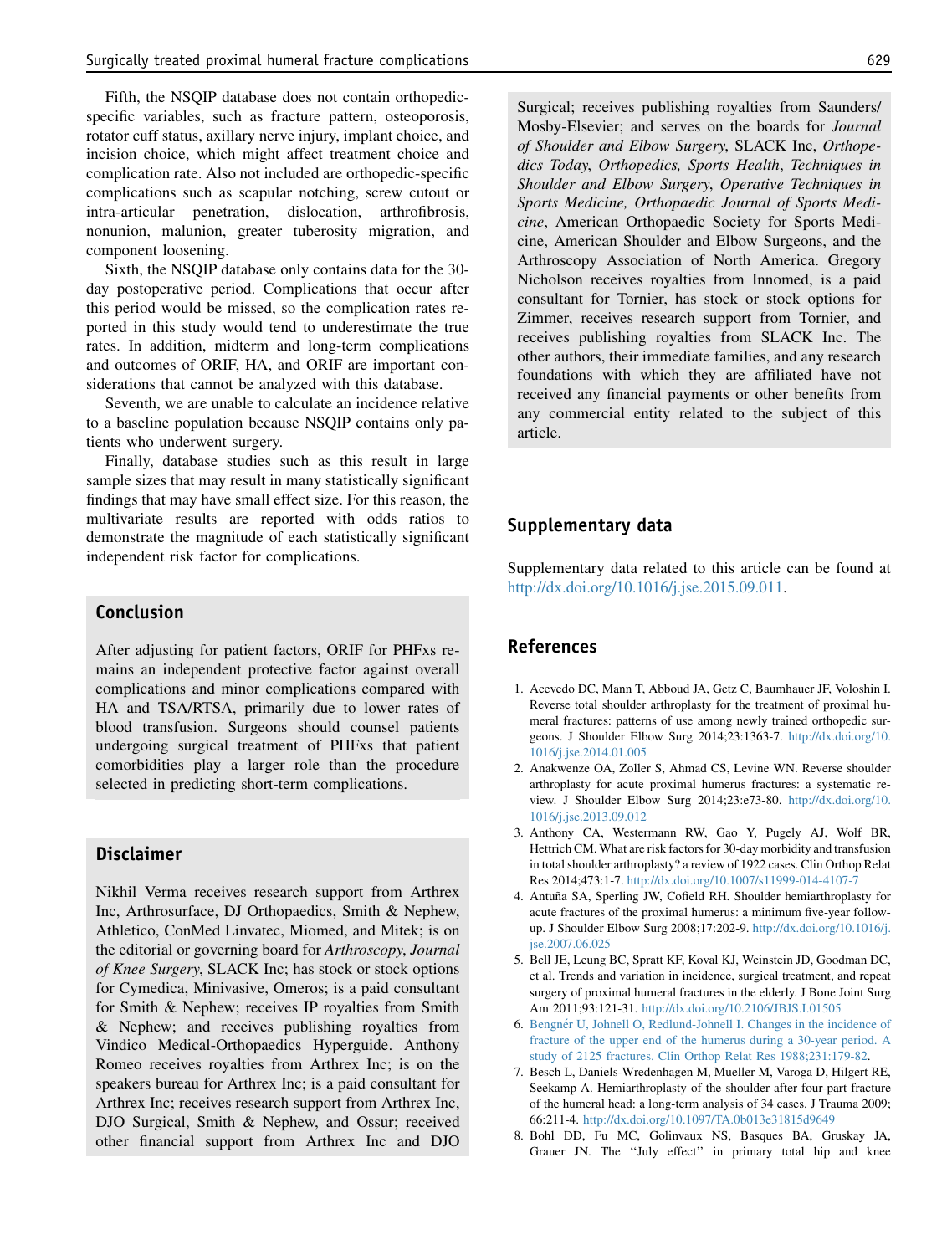Fifth, the NSQIP database does not contain orthopedic-specific variables, such as fracture pattern, osteoporosis, rotator cuff status, axillary nerve injury, implant choice, and incision choice, which might affect treatment choice and complication rate. Also not included are orthopedic-specific complications such as scapular notching, screw cutout or intra-articular penetration, dislocation, arthrofibrosis, nonunion, malunion, greater tuberosity migration, and component loosening.

Sixth, the NSQIP database only contains data for the 30-day postoperative period. Complications that occur after this period would be missed, so the complication rates reported in this study would tend to underestimate the true rates. In addition, midterm and long-term complications and outcomes of ORIF, HA, and ORIF are important considerations that cannot be analyzed with this database.

Seventh, we are unable to calculate an incidence relative to a baseline population because NSQIP contains only patients who underwent surgery.

Finally, database studies such as this result in large sample sizes that may result in many statistically significant findings that may have small effect size. For this reason, the multivariate results are reported with odds ratios to demonstrate the magnitude of each statistically significant independent risk factor for complications.

## Conclusion

After adjusting for patient factors, ORIF for PHFxs remains an independent protective factor against overall complications and minor complications compared with HA and TSA/RTSA, primarily due to lower rates of blood transfusion. Surgeons should counsel patients undergoing surgical treatment of PHFxs that patient comorbidities play a larger role than the procedure selected in predicting short-term complications.

## Disclaimer

Nikhil Verma receives research support from Arthrex Inc, Arthrosurface, DJ Orthopaedics, Smith & Nephew, Athletico, ConMed Linvatec, Miomed, and Mitek; is on the editorial or governing board for *Arthroscopy*, *Journal of Knee Surgery*, SLACK Inc; has stock or stock options for Cymedica, Minivasive, Omeros; is a paid consultant for Smith & Nephew; receives IP royalties from Smith & Nephew; and receives publishing royalties from Vindico Medical-Orthopaedics Hyperguide. Anthony Romeo receives royalties from Arthrex Inc; is on the speakers bureau for Arthrex Inc; is a paid consultant for Arthrex Inc; receives research support from Arthrex Inc, DJO Surgical, Smith & Nephew, and Ossur; received other financial support from Arthrex Inc and DJO Surgical; receives publishing royalties from Saunders/Mosby-Elsevier; and serves on the boards for *Journal of Shoulder and Elbow Surgery*, SLACK Inc, *Orthopedics Today*, *Orthopedics, Sports Health*, *Techniques in Shoulder and Elbow Surgery*, *Operative Techniques in Sports Medicine, Orthopaedic Journal of Sports Medicine*, American Orthopaedic Society for Sports Medicine, American Shoulder and Elbow Surgeons, and the Arthroscopy Association of North America. Gregory Nicholson receives royalties from Innomed, is a paid consultant for Tornier, has stock or stock options for Zimmer, receives research support from Tornier, and receives publishing royalties from SLACK Inc. The other authors, their immediate families, and any research foundations with which they are affiliated have not received any financial payments or other benefits from any commercial entity related to the subject of this article.

## Supplementary data

Supplementary data related to this article can be found at http://dx.doi.org/10.1016/j.jse.2015.09.011.

## References

1. Acevedo DC, Mann T, Abboud JA, Getz C, Baumhauer JF, Voloshin I. Reverse total shoulder arthroplasty for the treatment of proximal humeral fractures: patterns of use among newly trained orthopedic surgeons. J Shoulder Elbow Surg 2014;23:1363-7. http://dx.doi.org/10.1016/j.jse.2014.01.005
2. Anakwenze OA, Zoller S, Ahmad CS, Levine WN. Reverse shoulder arthroplasty for acute proximal humerus fractures: a systematic review. J Shoulder Elbow Surg 2014;23:e73-80. http://dx.doi.org/10.1016/j.jse.2013.09.012
3. Anthony CA, Westermann RW, Gao Y, Pugely AJ, Wolf BR, Hettrich CM. What are risk factors for 30-day morbidity and transfusion in total shoulder arthroplasty? a review of 1922 cases. Clin Orthop Relat Res 2014;473:1-7. http://dx.doi.org/10.1007/s11999-014-4107-7
4. Antuña SA, Sperling JW, Cofield RH. Shoulder hemiarthroplasty for acute fractures of the proximal humerus: a minimum five-year follow-up. J Shoulder Elbow Surg 2008;17:202-9. http://dx.doi.org/10.1016/j.jse.2007.06.025
5. Bell JE, Leung BC, Spratt KF, Koval KJ, Weinstein JD, Goodman DC, et al. Trends and variation in incidence, surgical treatment, and repeat surgery of proximal humeral fractures in the elderly. J Bone Joint Surg Am 2011;93:121-31. http://dx.doi.org/10.2106/JBJS.I.01505
6. Bengnér U, Johnell O, Redlund-Johnell I. Changes in the incidence of fracture of the upper end of the humerus during a 30-year period. A study of 2125 fractures. Clin Orthop Relat Res 1988;231:179-82.
7. Besch L, Daniels-Wredenhagen M, Mueller M, Varoga D, Hilgert RE, Seekamp A. Hemiarthroplasty of the shoulder after four-part fracture of the humeral head: a long-term analysis of 34 cases. J Trauma 2009;66:211-4. http://dx.doi.org/10.1097/TA.0b013e31815d9649
8. Bohl DD, Fu MC, Golinvaux NS, Basques BA, Gruskay JA, Grauer JN. The "July effect" in primary total hip and knee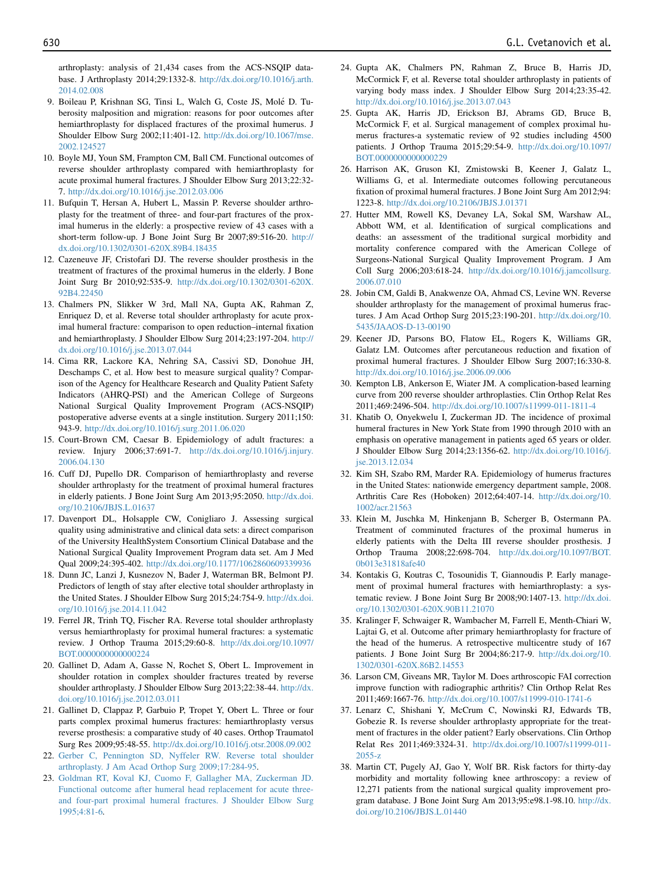arthroplasty: analysis of 21,434 cases from the ACS-NSQIP database. J Arthroplasty 2014;29:1332-8. http://dx.doi.org/10.1016/j.arth.2014.02.008

9. Boileau P, Krishnan SG, Tinsi L, Walch G, Coste JS, Molé D. Tuberosity malposition and migration: reasons for poor outcomes after hemiarthroplasty for displaced fractures of the proximal humerus. J Shoulder Elbow Surg 2002;11:401-12. http://dx.doi.org/10.1067/mse.2002.124527
10. Boyle MJ, Youn SM, Frampton CM, Ball CM. Functional outcomes of reverse shoulder arthroplasty compared with hemiarthroplasty for acute proximal humeral fractures. J Shoulder Elbow Surg 2013;22:32-7. http://dx.doi.org/10.1016/j.jse.2012.03.006
11. Bufquin T, Hersan A, Hubert L, Massin P. Reverse shoulder arthroplasty for the treatment of three- and four-part fractures of the proximal humerus in the elderly: a prospective review of 43 cases with a short-term follow-up. J Bone Joint Surg Br 2007;89:516-20. http://dx.doi.org/10.1302/0301-620X.89B4.18435
12. Cazeneuve JF, Cristofari DJ. The reverse shoulder prosthesis in the treatment of fractures of the proximal humerus in the elderly. J Bone Joint Surg Br 2010;92:535-9. http://dx.doi.org/10.1302/0301-620X.92B4.22450
13. Chalmers PN, Slikker W 3rd, Mall NA, Gupta AK, Rahman Z, Enriquez D, et al. Reverse total shoulder arthroplasty for acute proximal humeral fracture: comparison to open reduction–internal fixation and hemiarthroplasty. J Shoulder Elbow Surg 2014;23:197-204. http://dx.doi.org/10.1016/j.jse.2013.07.044
14. Cima RR, Lackore KA, Nehring SA, Cassivi SD, Donohue JH, Deschamps C, et al. How best to measure surgical quality? Comparison of the Agency for Healthcare Research and Quality Patient Safety Indicators (AHRQ-PSI) and the American College of Surgeons National Surgical Quality Improvement Program (ACS-NSQIP) postoperative adverse events at a single institution. Surgery 2011;150:943-9. http://dx.doi.org/10.1016/j.surg.2011.06.020
15. Court-Brown CM, Caesar B. Epidemiology of adult fractures: a review. Injury 2006;37:691-7. http://dx.doi.org/10.1016/j.injury.2006.04.130
16. Cuff DJ, Pupello DR. Comparison of hemiarthroplasty and reverse shoulder arthroplasty for the treatment of proximal humeral fractures in elderly patients. J Bone Joint Surg Am 2013;95:2050. http://dx.doi.org/10.2106/JBJS.L.01637
17. Davenport DL, Holsapple CW, Conigliaro J. Assessing surgical quality using administrative and clinical data sets: a direct comparison of the University HealthSystem Consortium Clinical Database and the National Surgical Quality Improvement Program data set. Am J Med Qual 2009;24:395-402. http://dx.doi.org/10.1177/1062860609339936
18. Dunn JC, Lanzi J, Kusnezov N, Bader J, Waterman BR, Belmont PJ. Predictors of length of stay after elective total shoulder arthroplasty in the United States. J Shoulder Elbow Surg 2015;24:754-9. http://dx.doi.org/10.1016/j.jse.2014.11.042
19. Ferrel JR, Trinh TQ, Fischer RA. Reverse total shoulder arthroplasty versus hemiarthroplasty for proximal humeral fractures: a systematic review. J Orthop Trauma 2015;29:60-8. http://dx.doi.org/10.1097/BOT.0000000000000224
20. Gallinet D, Adam A, Gasse N, Rochet S, Obert L. Improvement in shoulder rotation in complex shoulder fractures treated by reverse shoulder arthroplasty. J Shoulder Elbow Surg 2013;22:38-44. http://dx.doi.org/10.1016/j.jse.2012.03.011
21. Gallinet D, Clappaz P, Garbuio P, Tropet Y, Obert L. Three or four parts complex proximal humerus fractures: hemiarthroplasty versus reverse prosthesis: a comparative study of 40 cases. Orthop Traumatol Surg Res 2009;95:48-55. http://dx.doi.org/10.1016/j.otsr.2008.09.002
22. Gerber C, Pennington SD, Nyffeler RW. Reverse total shoulder arthroplasty. J Am Acad Orthop Surg 2009;17:284-95.
23. Goldman RT, Koval KJ, Cuomo F, Gallagher MA, Zuckerman JD. Functional outcome after humeral head replacement for acute three- and four-part proximal humeral fractures. J Shoulder Elbow Surg 1995;4:81-6.
24. Gupta AK, Chalmers PN, Rahman Z, Bruce B, Harris JD, McCormick F, et al. Reverse total shoulder arthroplasty in patients of varying body mass index. J Shoulder Elbow Surg 2014;23:35-42. http://dx.doi.org/10.1016/j.jse.2013.07.043
25. Gupta AK, Harris JD, Erickson BJ, Abrams GD, Bruce B, McCormick F, et al. Surgical management of complex proximal humerus fractures-a systematic review of 92 studies including 4500 patients. J Orthop Trauma 2015;29:54-9. http://dx.doi.org/10.1097/BOT.0000000000000229
26. Harrison AK, Gruson KI, Zmistowski B, Keener J, Galatz L, Williams G, et al. Intermediate outcomes following percutaneous fixation of proximal humeral fractures. J Bone Joint Surg Am 2012;94:1223-8. http://dx.doi.org/10.2106/JBJS.J.01371
27. Hutter MM, Rowell KS, Devaney LA, Sokal SM, Warshaw AL, Abbott WM, et al. Identification of surgical complications and deaths: an assessment of the traditional surgical morbidity and mortality conference compared with the American College of Surgeons-National Surgical Quality Improvement Program. J Am Coll Surg 2006;203:618-24. http://dx.doi.org/10.1016/j.jamcollsurg.2006.07.010
28. Jobin CM, Galdi B, Anakwenze OA, Ahmad CS, Levine WN. Reverse shoulder arthroplasty for the management of proximal humerus fractures. J Am Acad Orthop Surg 2015;23:190-201. http://dx.doi.org/10.5435/JAAOS-D-13-00190
29. Keener JD, Parsons BO, Flatow EL, Rogers K, Williams GR, Galatz LM. Outcomes after percutaneous reduction and fixation of proximal humeral fractures. J Shoulder Elbow Surg 2007;16:330-8. http://dx.doi.org/10.1016/j.jse.2006.09.006
30. Kempton LB, Ankerson E, Wiater JM. A complication-based learning curve from 200 reverse shoulder arthroplasties. Clin Orthop Relat Res 2011;469:2496-504. http://dx.doi.org/10.1007/s11999-011-1811-4
31. Khatib O, Onyekwelu I, Zuckerman JD. The incidence of proximal humeral fractures in New York State from 1990 through 2010 with an emphasis on operative management in patients aged 65 years or older. J Shoulder Elbow Surg 2014;23:1356-62. http://dx.doi.org/10.1016/j.jse.2013.12.034
32. Kim SH, Szabo RM, Marder RA. Epidemiology of humerus fractures in the United States: nationwide emergency department sample, 2008. Arthritis Care Res (Hoboken) 2012;64:407-14. http://dx.doi.org/10.1002/acr.21563
33. Klein M, Juschka M, Hinkenjann B, Scherger B, Ostermann PA. Treatment of comminuted fractures of the proximal humerus in elderly patients with the Delta III reverse shoulder prosthesis. J Orthop Trauma 2008;22:698-704. http://dx.doi.org/10.1097/BOT.0b013e31818afe40
34. Kontakis G, Koutras C, Tosounidis T, Giannoudis P. Early management of proximal humeral fractures with hemiarthroplasty: a systematic review. J Bone Joint Surg Br 2008;90:1407-13. http://dx.doi.org/10.1302/0301-620X.90B11.21070
35. Kralinger F, Schwaiger R, Wambacher M, Farrell E, Menth-Chiari W, Lajtai G, et al. Outcome after primary hemiarthroplasty for fracture of the head of the humerus. A retrospective multicentre study of 167 patients. J Bone Joint Surg Br 2004;86:217-9. http://dx.doi.org/10.1302/0301-620X.86B2.14553
36. Larson CM, Giveans MR, Taylor M. Does arthroscopic FAI correction improve function with radiographic arthritis? Clin Orthop Relat Res 2011;469:1667-76. http://dx.doi.org/10.1007/s11999-010-1741-6
37. Lenarz C, Shishani Y, McCrum C, Nowinski RJ, Edwards TB, Gobezie R. Is reverse shoulder arthroplasty appropriate for the treatment of fractures in the older patient? Early observations. Clin Orthop Relat Res 2011;469:3324-31. http://dx.doi.org/10.1007/s11999-011-2055-z
38. Martin CT, Pugely AJ, Gao Y, Wolf BR. Risk factors for thirty-day morbidity and mortality following knee arthroscopy: a review of 12,271 patients from the national surgical quality improvement program database. J Bone Joint Surg Am 2013;95:e98.1-98.10. http://dx.doi.org/10.2106/JBJS.L.01440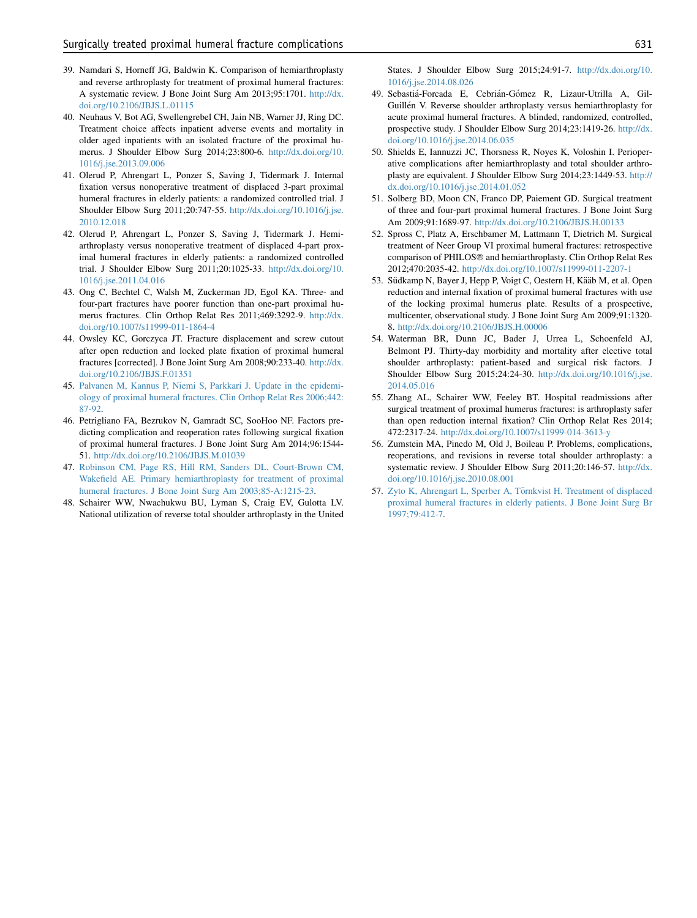39. Namdari S, Horneff JG, Baldwin K. Comparison of hemiarthroplasty and reverse arthroplasty for treatment of proximal humeral fractures: A systematic review. J Bone Joint Surg Am 2013;95:1701. http://dx.doi.org/10.2106/JBJS.L.01115
40. Neuhaus V, Bot AG, Swellengrebel CH, Jain NB, Warner JJ, Ring DC. Treatment choice affects inpatient adverse events and mortality in older aged inpatients with an isolated fracture of the proximal humerus. J Shoulder Elbow Surg 2014;23:800-6. http://dx.doi.org/10.1016/j.jse.2013.09.006
41. Olerud P, Ahrengart L, Ponzer S, Saving J, Tidermark J. Internal fixation versus nonoperative treatment of displaced 3-part proximal humeral fractures in elderly patients: a randomized controlled trial. J Shoulder Elbow Surg 2011;20:747-55. http://dx.doi.org/10.1016/j.jse.2010.12.018
42. Olerud P, Ahrengart L, Ponzer S, Saving J, Tidermark J. Hemiarthroplasty versus nonoperative treatment of displaced 4-part proximal humeral fractures in elderly patients: a randomized controlled trial. J Shoulder Elbow Surg 2011;20:1025-33. http://dx.doi.org/10.1016/j.jse.2011.04.016
43. Ong C, Bechtel C, Walsh M, Zuckerman JD, Egol KA. Three- and four-part fractures have poorer function than one-part proximal humerus fractures. Clin Orthop Relat Res 2011;469:3292-9. http://dx.doi.org/10.1007/s11999-011-1864-4
44. Owsley KC, Gorczyca JT. Fracture displacement and screw cutout after open reduction and locked plate fixation of proximal humeral fractures [corrected]. J Bone Joint Surg Am 2008;90:233-40. http://dx.doi.org/10.2106/JBJS.F.01351
45. Palvanen M, Kannus P, Niemi S, Parkkari J. Update in the epidemiology of proximal humeral fractures. Clin Orthop Relat Res 2006;442:87-92.
46. Petrigliano FA, Bezrukov N, Gamradt SC, SooHoo NF. Factors predicting complication and reoperation rates following surgical fixation of proximal humeral fractures. J Bone Joint Surg Am 2014;96:1544-51. http://dx.doi.org/10.2106/JBJS.M.01039
47. Robinson CM, Page RS, Hill RM, Sanders DL, Court-Brown CM, Wakefield AE. Primary hemiarthroplasty for treatment of proximal humeral fractures. J Bone Joint Surg Am 2003;85-A:1215-23.
48. Schairer WW, Nwachukwu BU, Lyman S, Craig EV, Gulotta LV. National utilization of reverse total shoulder arthroplasty in the United States. J Shoulder Elbow Surg 2015;24:91-7. http://dx.doi.org/10.1016/j.jse.2014.08.026
49. Sebastiá-Forcada E, Cebrián-Gómez R, Lizaur-Utrilla A, Gil-Guillén V. Reverse shoulder arthroplasty versus hemiarthroplasty for acute proximal humeral fractures. A blinded, randomized, controlled, prospective study. J Shoulder Elbow Surg 2014;23:1419-26. http://dx.doi.org/10.1016/j.jse.2014.06.035
50. Shields E, Iannuzzi JC, Thorsness R, Noyes K, Voloshin I. Perioperative complications after hemiarthroplasty and total shoulder arthroplasty are equivalent. J Shoulder Elbow Surg 2014;23:1449-53. http://dx.doi.org/10.1016/j.jse.2014.01.052
51. Solberg BD, Moon CN, Franco DP, Paiement GD. Surgical treatment of three and four-part proximal humeral fractures. J Bone Joint Surg Am 2009;91:1689-97. http://dx.doi.org/10.2106/JBJS.H.00133
52. Spross C, Platz A, Erschbamer M, Lattmann T, Dietrich M. Surgical treatment of Neer Group VI proximal humeral fractures: retrospective comparison of PHILOS® and hemiarthroplasty. Clin Orthop Relat Res 2012;470:2035-42. http://dx.doi.org/10.1007/s11999-011-2207-1
53. Südkamp N, Bayer J, Hepp P, Voigt C, Oestern H, Kääb M, et al. Open reduction and internal fixation of proximal humeral fractures with use of the locking proximal humerus plate. Results of a prospective, multicenter, observational study. J Bone Joint Surg Am 2009;91:1320-8. http://dx.doi.org/10.2106/JBJS.H.00006
54. Waterman BR, Dunn JC, Bader J, Urrea L, Schoenfeld AJ, Belmont PJ. Thirty-day morbidity and mortality after elective total shoulder arthroplasty: patient-based and surgical risk factors. J Shoulder Elbow Surg 2015;24:24-30. http://dx.doi.org/10.1016/j.jse.2014.05.016
55. Zhang AL, Schairer WW, Feeley BT. Hospital readmissions after surgical treatment of proximal humerus fractures: is arthroplasty safer than open reduction internal fixation? Clin Orthop Relat Res 2014;472:2317-24. http://dx.doi.org/10.1007/s11999-014-3613-y
56. Zumstein MA, Pinedo M, Old J, Boileau P. Problems, complications, reoperations, and revisions in reverse total shoulder arthroplasty: a systematic review. J Shoulder Elbow Surg 2011;20:146-57. http://dx.doi.org/10.1016/j.jse.2010.08.001
57. Zyto K, Ahrengart L, Sperber A, Törnkvist H. Treatment of displaced proximal humeral fractures in elderly patients. J Bone Joint Surg Br 1997;79:412-7.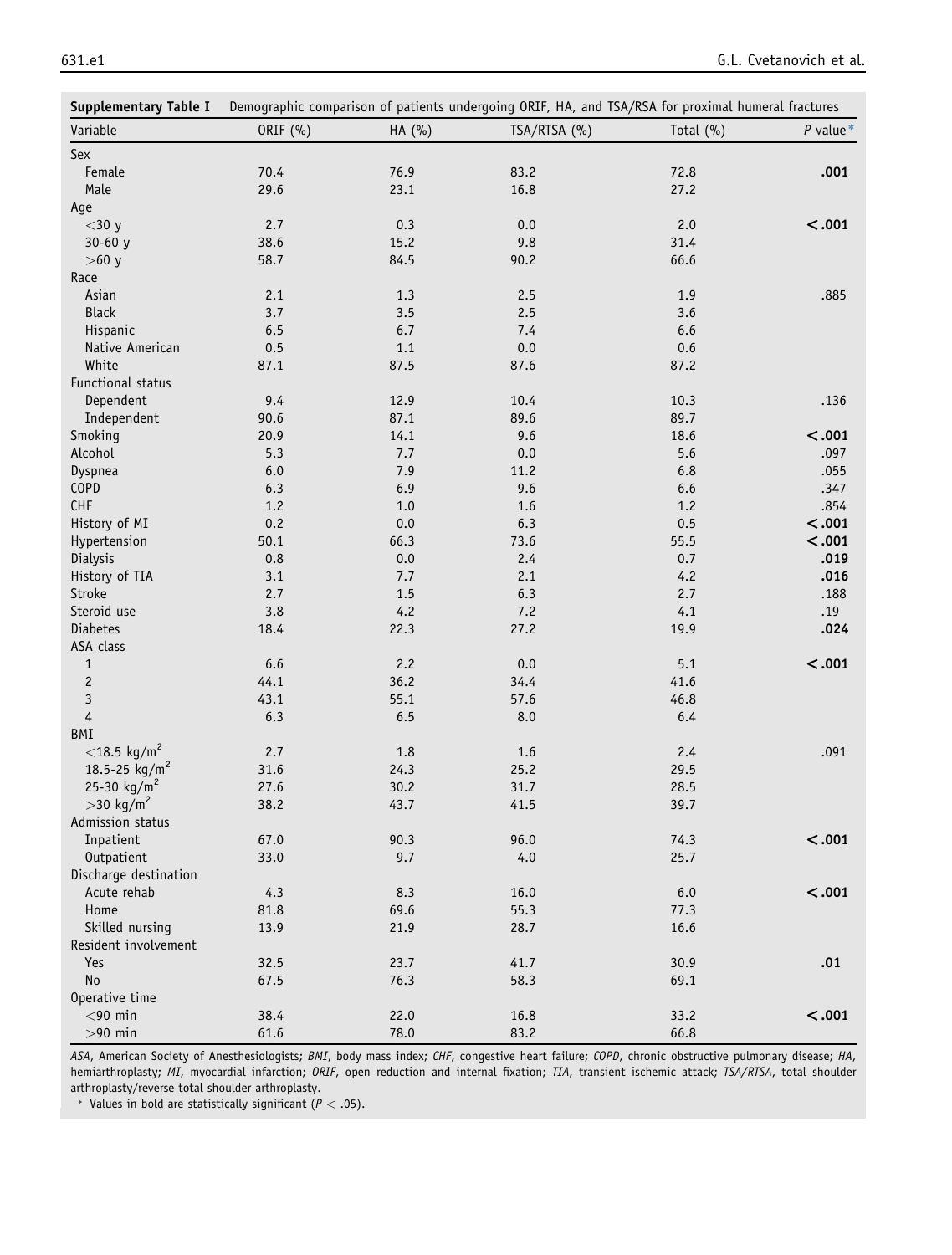**Supplementary Table I** Demographic comparison of patients undergoing ORIF, HA, and TSA/RSA for proximal humeral fractures

| Variable | ORIF (%) | HA (%) | TSA/RTSA (%) | Total (%) | *P* value* |
|---|---|---|---|---|---|
| Sex | | | | | |
| Female | 70.4 | 76.9 | 83.2 | 72.8 | **.001** |
| Male | 29.6 | 23.1 | 16.8 | 27.2 | |
| Age | | | | | |
| <30 y | 2.7 | 0.3 | 0.0 | 2.0 | **<.001** |
| 30-60 y | 38.6 | 15.2 | 9.8 | 31.4 | |
| >60 y | 58.7 | 84.5 | 90.2 | 66.6 | |
| Race | | | | | |
| Asian | 2.1 | 1.3 | 2.5 | 1.9 | .885 |
| Black | 3.7 | 3.5 | 2.5 | 3.6 | |
| Hispanic | 6.5 | 6.7 | 7.4 | 6.6 | |
| Native American | 0.5 | 1.1 | 0.0 | 0.6 | |
| White | 87.1 | 87.5 | 87.6 | 87.2 | |
| Functional status | | | | | |
| Dependent | 9.4 | 12.9 | 10.4 | 10.3 | .136 |
| Independent | 90.6 | 87.1 | 89.6 | 89.7 | |
| Smoking | 20.9 | 14.1 | 9.6 | 18.6 | **<.001** |
| Alcohol | 5.3 | 7.7 | 0.0 | 5.6 | .097 |
| Dyspnea | 6.0 | 7.9 | 11.2 | 6.8 | .055 |
| COPD | 6.3 | 6.9 | 9.6 | 6.6 | .347 |
| CHF | 1.2 | 1.0 | 1.6 | 1.2 | .854 |
| History of MI | 0.2 | 0.0 | 6.3 | 0.5 | **<.001** |
| Hypertension | 50.1 | 66.3 | 73.6 | 55.5 | **<.001** |
| Dialysis | 0.8 | 0.0 | 2.4 | 0.7 | **.019** |
| History of TIA | 3.1 | 7.7 | 2.1 | 4.2 | **.016** |
| Stroke | 2.7 | 1.5 | 6.3 | 2.7 | .188 |
| Steroid use | 3.8 | 4.2 | 7.2 | 4.1 | .19 |
| Diabetes | 18.4 | 22.3 | 27.2 | 19.9 | **.024** |
| ASA class | | | | | |
| 1 | 6.6 | 2.2 | 0.0 | 5.1 | **<.001** |
| 2 | 44.1 | 36.2 | 34.4 | 41.6 | |
| 3 | 43.1 | 55.1 | 57.6 | 46.8 | |
| 4 | 6.3 | 6.5 | 8.0 | 6.4 | |
| BMI | | | | | |
| <18.5 kg/m$^2$ | 2.7 | 1.8 | 1.6 | 2.4 | .091 |
| 18.5-25 kg/m$^2$ | 31.6 | 24.3 | 25.2 | 29.5 | |
| 25-30 kg/m$^2$ | 27.6 | 30.2 | 31.7 | 28.5 | |
| >30 kg/m$^2$ | 38.2 | 43.7 | 41.5 | 39.7 | |
| Admission status | | | | | |
| Inpatient | 67.0 | 90.3 | 96.0 | 74.3 | **<.001** |
| Outpatient | 33.0 | 9.7 | 4.0 | 25.7 | |
| Discharge destination | | | | | |
| Acute rehab | 4.3 | 8.3 | 16.0 | 6.0 | **<.001** |
| Home | 81.8 | 69.6 | 55.3 | 77.3 | |
| Skilled nursing | 13.9 | 21.9 | 28.7 | 16.6 | |
| Resident involvement | | | | | |
| Yes | 32.5 | 23.7 | 41.7 | 30.9 | **.01** |
| No | 67.5 | 76.3 | 58.3 | 69.1 | |
| Operative time | | | | | |
| <90 min | 38.4 | 22.0 | 16.8 | 33.2 | **<.001** |
| >90 min | 61.6 | 78.0 | 83.2 | 66.8 | |

*ASA*, American Society of Anesthesiologists; *BMI*, body mass index; *CHF*, congestive heart failure; *COPD*, chronic obstructive pulmonary disease; *HA*, hemiarthroplasty; *MI*, myocardial infarction; *ORIF*, open reduction and internal fixation; *TIA*, transient ischemic attack; *TSA/RTSA*, total shoulder arthroplasty/reverse total shoulder arthroplasty.

\* Values in bold are statistically significant ($P < .05$).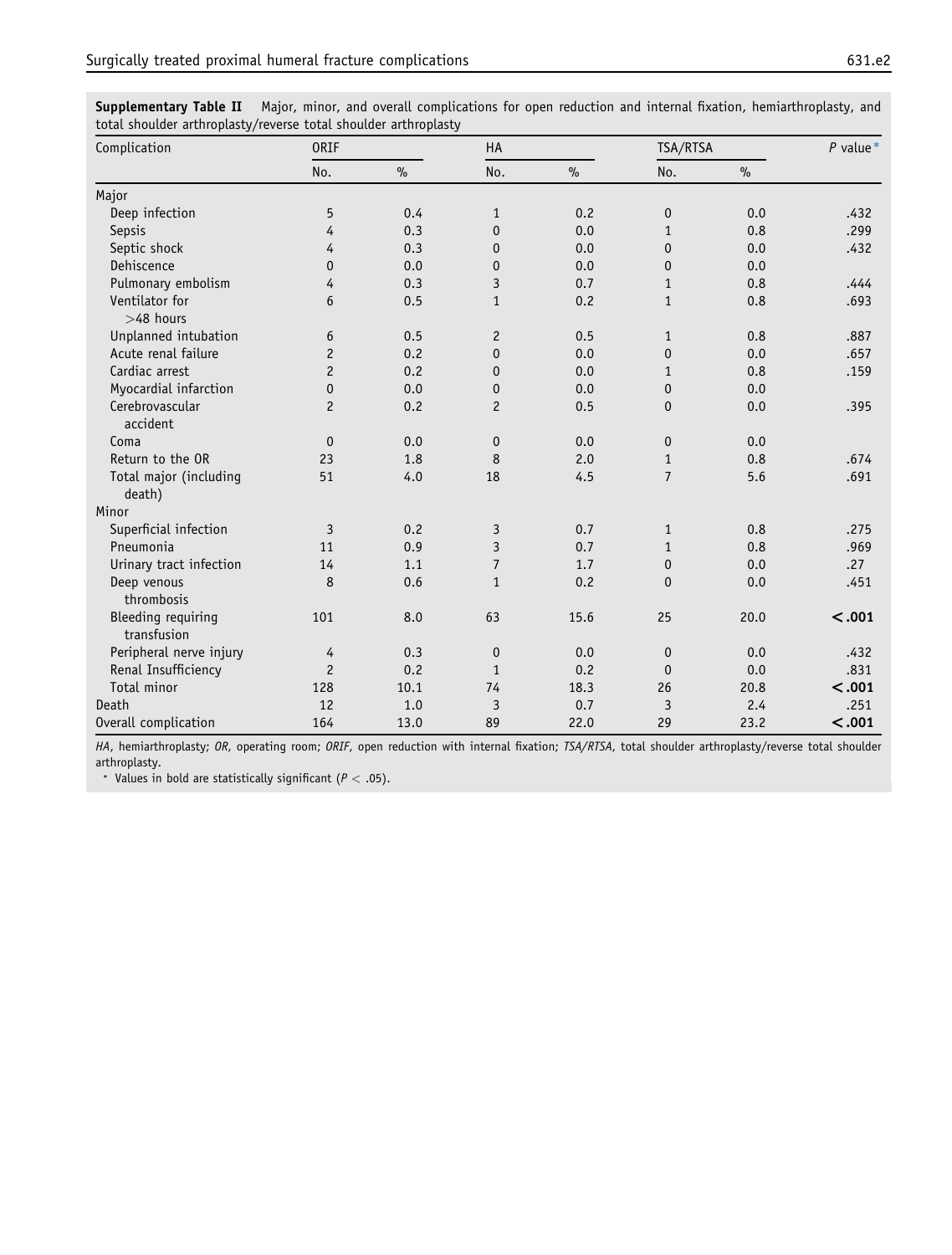**Supplementary Table II** Major, minor, and overall complications for open reduction and internal fixation, hemiarthroplasty, and total shoulder arthroplasty/reverse total shoulder arthroplasty

| Complication | ORIF | | HA | | TSA/RTSA | | *P* value* |
|---|---|---|---|---|---|---|---|
| | No. | % | No. | % | No. | % | |
| Major | | | | | | | |
| Deep infection | 5 | 0.4 | 1 | 0.2 | 0 | 0.0 | .432 |
| Sepsis | 4 | 0.3 | 0 | 0.0 | 1 | 0.8 | .299 |
| Septic shock | 4 | 0.3 | 0 | 0.0 | 0 | 0.0 | .432 |
| Dehiscence | 0 | 0.0 | 0 | 0.0 | 0 | 0.0 | |
| Pulmonary embolism | 4 | 0.3 | 3 | 0.7 | 1 | 0.8 | .444 |
| Ventilator for >48 hours | 6 | 0.5 | 1 | 0.2 | 1 | 0.8 | .693 |
| Unplanned intubation | 6 | 0.5 | 2 | 0.5 | 1 | 0.8 | .887 |
| Acute renal failure | 2 | 0.2 | 0 | 0.0 | 0 | 0.0 | .657 |
| Cardiac arrest | 2 | 0.2 | 0 | 0.0 | 1 | 0.8 | .159 |
| Myocardial infarction | 0 | 0.0 | 0 | 0.0 | 0 | 0.0 | |
| Cerebrovascular accident | 2 | 0.2 | 2 | 0.5 | 0 | 0.0 | .395 |
| Coma | 0 | 0.0 | 0 | 0.0 | 0 | 0.0 | |
| Return to the OR | 23 | 1.8 | 8 | 2.0 | 1 | 0.8 | .674 |
| Total major (including death) | 51 | 4.0 | 18 | 4.5 | 7 | 5.6 | .691 |
| Minor | | | | | | | |
| Superficial infection | 3 | 0.2 | 3 | 0.7 | 1 | 0.8 | .275 |
| Pneumonia | 11 | 0.9 | 3 | 0.7 | 1 | 0.8 | .969 |
| Urinary tract infection | 14 | 1.1 | 7 | 1.7 | 0 | 0.0 | .27 |
| Deep venous thrombosis | 8 | 0.6 | 1 | 0.2 | 0 | 0.0 | .451 |
| Bleeding requiring transfusion | 101 | 8.0 | 63 | 15.6 | 25 | 20.0 | **<.001** |
| Peripheral nerve injury | 4 | 0.3 | 0 | 0.0 | 0 | 0.0 | .432 |
| Renal Insufficiency | 2 | 0.2 | 1 | 0.2 | 0 | 0.0 | .831 |
| Total minor | 128 | 10.1 | 74 | 18.3 | 26 | 20.8 | **<.001** |
| Death | 12 | 1.0 | 3 | 0.7 | 3 | 2.4 | .251 |
| Overall complication | 164 | 13.0 | 89 | 22.0 | 29 | 23.2 | **<.001** |

*HA*, hemiarthroplasty; *OR*, operating room; *ORIF*, open reduction with internal fixation; *TSA/RTSA*, total shoulder arthroplasty/reverse total shoulder arthroplasty.

\* Values in bold are statistically significant ($P < .05$).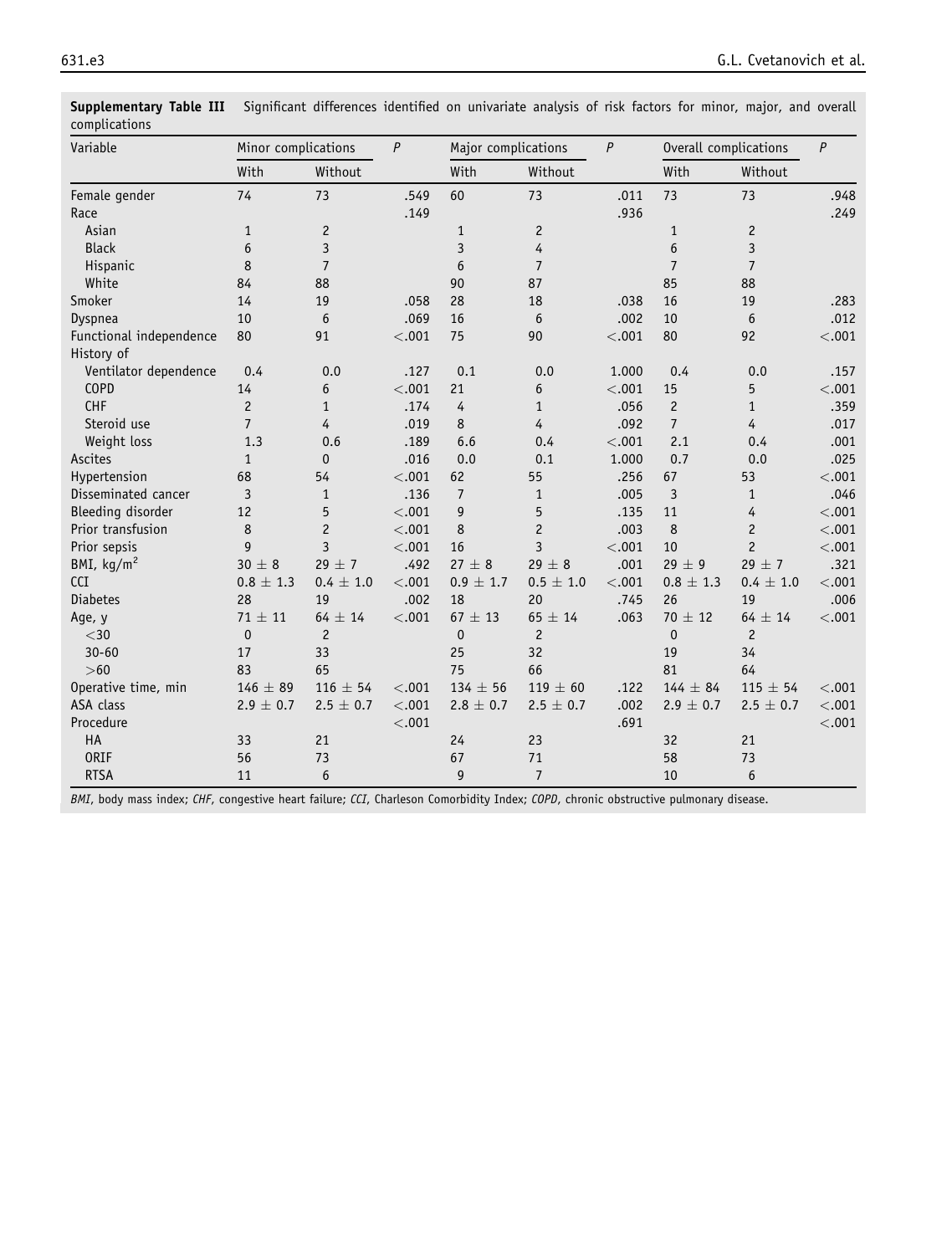**Supplementary Table III** Significant differences identified on univariate analysis of risk factors for minor, major, and overall complications

| Variable | Minor complications | | $P$ | Major complications | | $P$ | Overall complications | | $P$ |
|---|---|---|---|---|---|---|---|---|---|
| | With | Without | | With | Without | | With | Without | |
| Female gender | 74 | 73 | .549 | 60 | 73 | .011 | 73 | 73 | .948 |
| Race | | | .149 | | | .936 | | | .249 |
| Asian | 1 | 2 | | 1 | 2 | | 1 | 2 | |
| Black | 6 | 3 | | 3 | 4 | | 6 | 3 | |
| Hispanic | 8 | 7 | | 6 | 7 | | 7 | 7 | |
| White | 84 | 88 | | 90 | 87 | | 85 | 88 | |
| Smoker | 14 | 19 | .058 | 28 | 18 | .038 | 16 | 19 | .283 |
| Dyspnea | 10 | 6 | .069 | 16 | 6 | .002 | 10 | 6 | .012 |
| Functional independence | 80 | 91 | <.001 | 75 | 90 | <.001 | 80 | 92 | <.001 |
| History of | | | | | | | | | |
| Ventilator dependence | 0.4 | 0.0 | .127 | 0.1 | 0.0 | 1.000 | 0.4 | 0.0 | .157 |
| COPD | 14 | 6 | <.001 | 21 | 6 | <.001 | 15 | 5 | <.001 |
| CHF | 2 | 1 | .174 | 4 | 1 | .056 | 2 | 1 | .359 |
| Steroid use | 7 | 4 | .019 | 8 | 4 | .092 | 7 | 4 | .017 |
| Weight loss | 1.3 | 0.6 | .189 | 6.6 | 0.4 | <.001 | 2.1 | 0.4 | .001 |
| Ascites | 1 | 0 | .016 | 0.0 | 0.1 | 1.000 | 0.7 | 0.0 | .025 |
| Hypertension | 68 | 54 | <.001 | 62 | 55 | .256 | 67 | 53 | <.001 |
| Disseminated cancer | 3 | 1 | .136 | 7 | 1 | .005 | 3 | 1 | .046 |
| Bleeding disorder | 12 | 5 | <.001 | 9 | 5 | .135 | 11 | 4 | <.001 |
| Prior transfusion | 8 | 2 | <.001 | 8 | 2 | .003 | 8 | 2 | <.001 |
| Prior sepsis | 9 | 3 | <.001 | 16 | 3 | <.001 | 10 | 2 | <.001 |
| BMI, kg/m$^2$ | 30 ± 8 | 29 ± 7 | .492 | 27 ± 8 | 29 ± 8 | .001 | 29 ± 9 | 29 ± 7 | .321 |
| CCI | 0.8 ± 1.3 | 0.4 ± 1.0 | <.001 | 0.9 ± 1.7 | 0.5 ± 1.0 | <.001 | 0.8 ± 1.3 | 0.4 ± 1.0 | <.001 |
| Diabetes | 28 | 19 | .002 | 18 | 20 | .745 | 26 | 19 | .006 |
| Age, y | 71 ± 11 | 64 ± 14 | <.001 | 67 ± 13 | 65 ± 14 | .063 | 70 ± 12 | 64 ± 14 | <.001 |
| <30 | 0 | 2 | | 0 | 2 | | 0 | 2 | |
| 30-60 | 17 | 33 | | 25 | 32 | | 19 | 34 | |
| >60 | 83 | 65 | | 75 | 66 | | 81 | 64 | |
| Operative time, min | 146 ± 89 | 116 ± 54 | <.001 | 134 ± 56 | 119 ± 60 | .122 | 144 ± 84 | 115 ± 54 | <.001 |
| ASA class | 2.9 ± 0.7 | 2.5 ± 0.7 | <.001 | 2.8 ± 0.7 | 2.5 ± 0.7 | .002 | 2.9 ± 0.7 | 2.5 ± 0.7 | <.001 |
| Procedure | | | <.001 | | | .691 | | | <.001 |
| HA | 33 | 21 | | 24 | 23 | | 32 | 21 | |
| ORIF | 56 | 73 | | 67 | 71 | | 58 | 73 | |
| RTSA | 11 | 6 | | 9 | 7 | | 10 | 6 | |

*BMI*, body mass index; *CHF*, congestive heart failure; *CCI*, Charleson Comorbidity Index; *COPD*, chronic obstructive pulmonary disease.